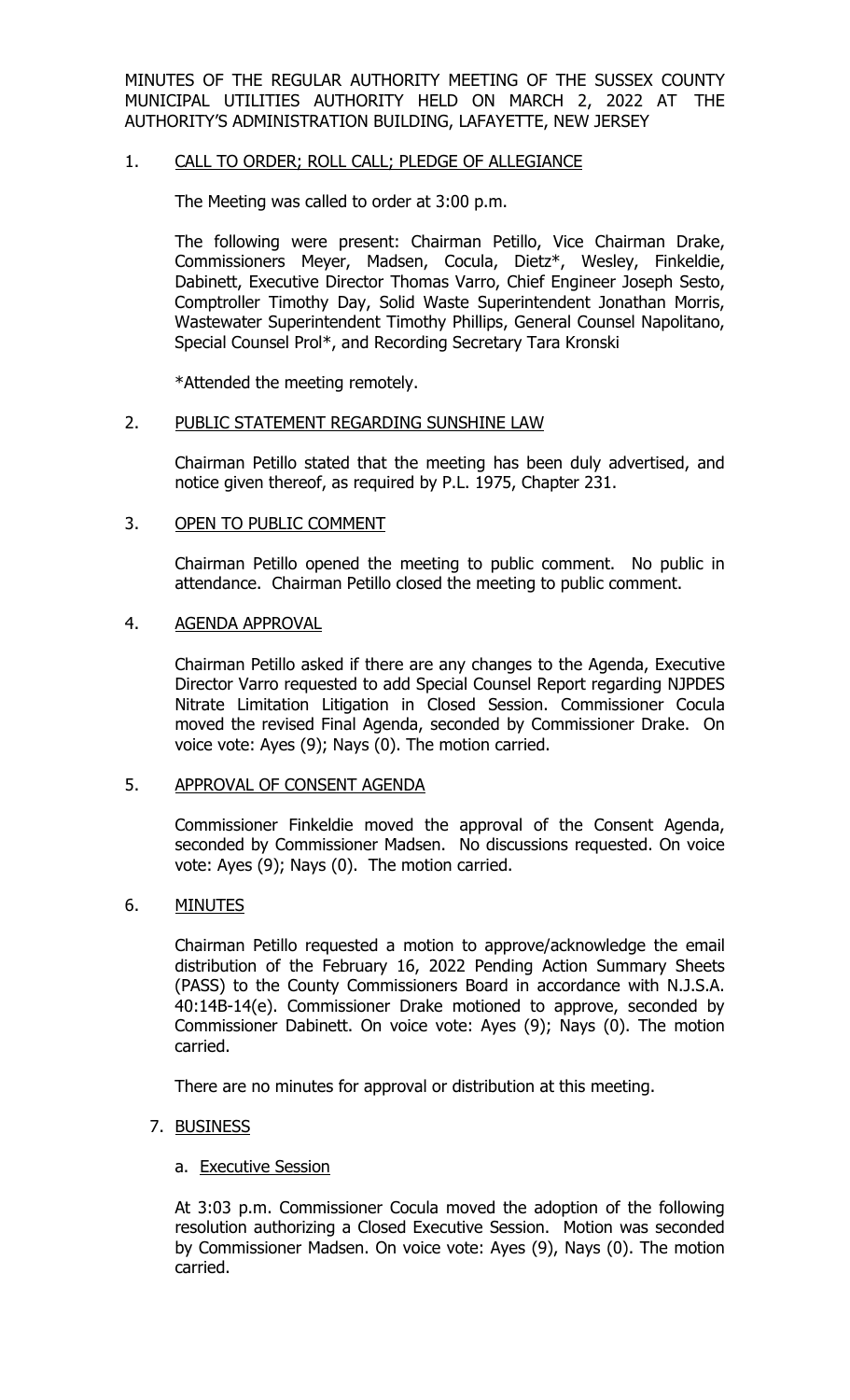MINUTES OF THE REGULAR AUTHORITY MEETING OF THE SUSSEX COUNTY MUNICIPAL UTILITIES AUTHORITY HELD ON MARCH 2, 2022 AT THE AUTHORITY'S ADMINISTRATION BUILDING, LAFAYETTE, NEW JERSEY

1. CALL TO ORDER; ROLL CALL; PLEDGE OF ALLEGIANCE

   The Meeting was called to order at 3:00 p.m.

   The following were present: Chairman Petillo, Vice Chairman Drake, Commissioners Meyer, Madsen, Cocula, Dietz*, Wesley, Finkeldie, Dabinett, Executive Director Thomas Varro, Chief Engineer Joseph Sesto, Comptroller Timothy Day, Solid Waste Superintendent Jonathan Morris, Wastewater Superintendent Timothy Phillips, General Counsel Napolitano, Special Counsel Prol*, and Recording Secretary Tara Kronski

   *Attended the meeting remotely.

2. PUBLIC STATEMENT REGARDING SUNSHINE LAW

   Chairman Petillo stated that the meeting has been duly advertised, and notice given thereof, as required by P.L. 1975, Chapter 231.

3. OPEN TO PUBLIC COMMENT

   Chairman Petillo opened the meeting to public comment. No public in attendance. Chairman Petillo closed the meeting to public comment.

4. AGENDA APPROVAL

   Chairman Petillo asked if there are any changes to the Agenda, Executive Director Varro requested to add Special Counsel Report regarding NJPDES Nitrate Limitation Litigation in Closed Session. Commissioner Cocula moved the revised Final Agenda, seconded by Commissioner Drake. On voice vote: Ayes (9); Nays (0). The motion carried.

5. APPROVAL OF CONSENT AGENDA

   Commissioner Finkeldie moved the approval of the Consent Agenda, seconded by Commissioner Madsen. No discussions requested. On voice vote: Ayes (9); Nays (0). The motion carried.

6. MINUTES

   Chairman Petillo requested a motion to approve/acknowledge the email distribution of the February 16, 2022 Pending Action Summary Sheets (PASS) to the County Commissioners Board in accordance with N.J.S.A. 40:14B-14(e). Commissioner Drake motioned to approve, seconded by Commissioner Dabinett. On voice vote: Ayes (9); Nays (0). The motion carried.

   There are no minutes for approval or distribution at this meeting.

7. BUSINESS

   a. Executive Session

   At 3:03 p.m. Commissioner Cocula moved the adoption of the following resolution authorizing a Closed Executive Session. Motion was seconded by Commissioner Madsen. On voice vote: Ayes (9), Nays (0). The motion carried.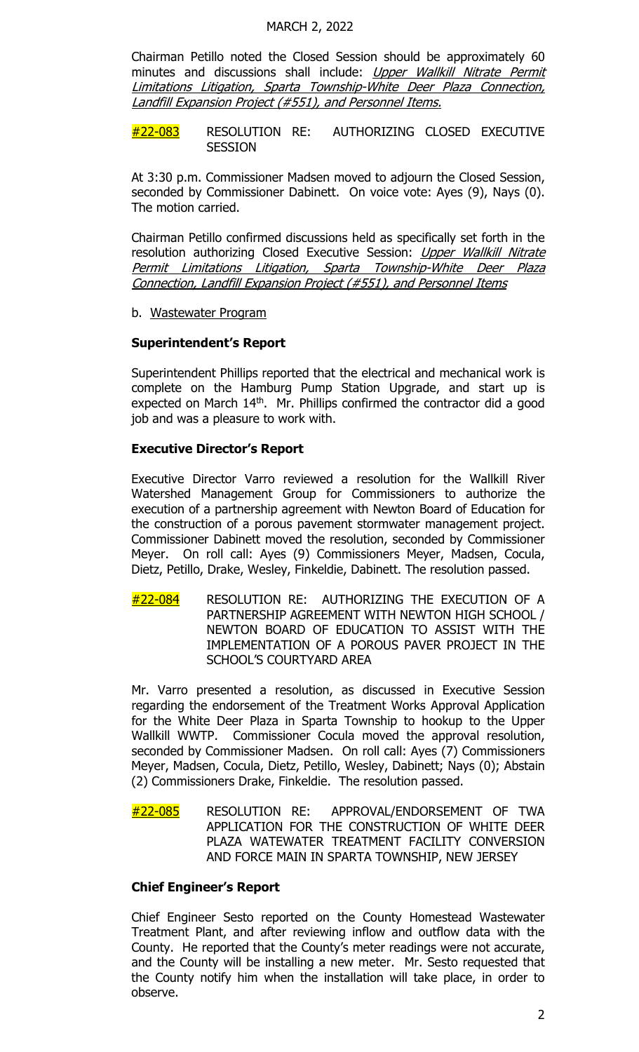Chairman Petillo noted the Closed Session should be approximately 60 minutes and discussions shall include: *Upper Wallkill Nitrate Permit Limitations Litigation, Sparta Township-White Deer Plaza Connection, Landfill Expansion Project (#551), and Personnel Items.*

**#22-083** RESOLUTION RE: AUTHORIZING CLOSED EXECUTIVE SESSION

At 3:30 p.m. Commissioner Madsen moved to adjourn the Closed Session, seconded by Commissioner Dabinett. On voice vote: Ayes (9), Nays (0). The motion carried.

Chairman Petillo confirmed discussions held as specifically set forth in the resolution authorizing Closed Executive Session: *Upper Wallkill Nitrate Permit Limitations Litigation, Sparta Township-White Deer Plaza Connection, Landfill Expansion Project (#551), and Personnel Items*

b. Wastewater Program

**Superintendent's Report**

Superintendent Phillips reported that the electrical and mechanical work is complete on the Hamburg Pump Station Upgrade, and start up is expected on March 14th. Mr. Phillips confirmed the contractor did a good job and was a pleasure to work with.

**Executive Director's Report**

Executive Director Varro reviewed a resolution for the Wallkill River Watershed Management Group for Commissioners to authorize the execution of a partnership agreement with Newton Board of Education for the construction of a porous pavement stormwater management project. Commissioner Dabinett moved the resolution, seconded by Commissioner Meyer. On roll call: Ayes (9) Commissioners Meyer, Madsen, Cocula, Dietz, Petillo, Drake, Wesley, Finkeldie, Dabinett. The resolution passed.

**#22-084** RESOLUTION RE: AUTHORIZING THE EXECUTION OF A PARTNERSHIP AGREEMENT WITH NEWTON HIGH SCHOOL / NEWTON BOARD OF EDUCATION TO ASSIST WITH THE IMPLEMENTATION OF A POROUS PAVER PROJECT IN THE SCHOOL'S COURTYARD AREA

Mr. Varro presented a resolution, as discussed in Executive Session regarding the endorsement of the Treatment Works Approval Application for the White Deer Plaza in Sparta Township to hookup to the Upper Wallkill WWTP. Commissioner Cocula moved the approval resolution, seconded by Commissioner Madsen. On roll call: Ayes (7) Commissioners Meyer, Madsen, Cocula, Dietz, Petillo, Wesley, Dabinett; Nays (0); Abstain (2) Commissioners Drake, Finkeldie. The resolution passed.

**#22-085** RESOLUTION RE: APPROVAL/ENDORSEMENT OF TWA APPLICATION FOR THE CONSTRUCTION OF WHITE DEER PLAZA WATEWATER TREATMENT FACILITY CONVERSION AND FORCE MAIN IN SPARTA TOWNSHIP, NEW JERSEY

**Chief Engineer's Report**

Chief Engineer Sesto reported on the County Homestead Wastewater Treatment Plant, and after reviewing inflow and outflow data with the County. He reported that the County's meter readings were not accurate, and the County will be installing a new meter. Mr. Sesto requested that the County notify him when the installation will take place, in order to observe.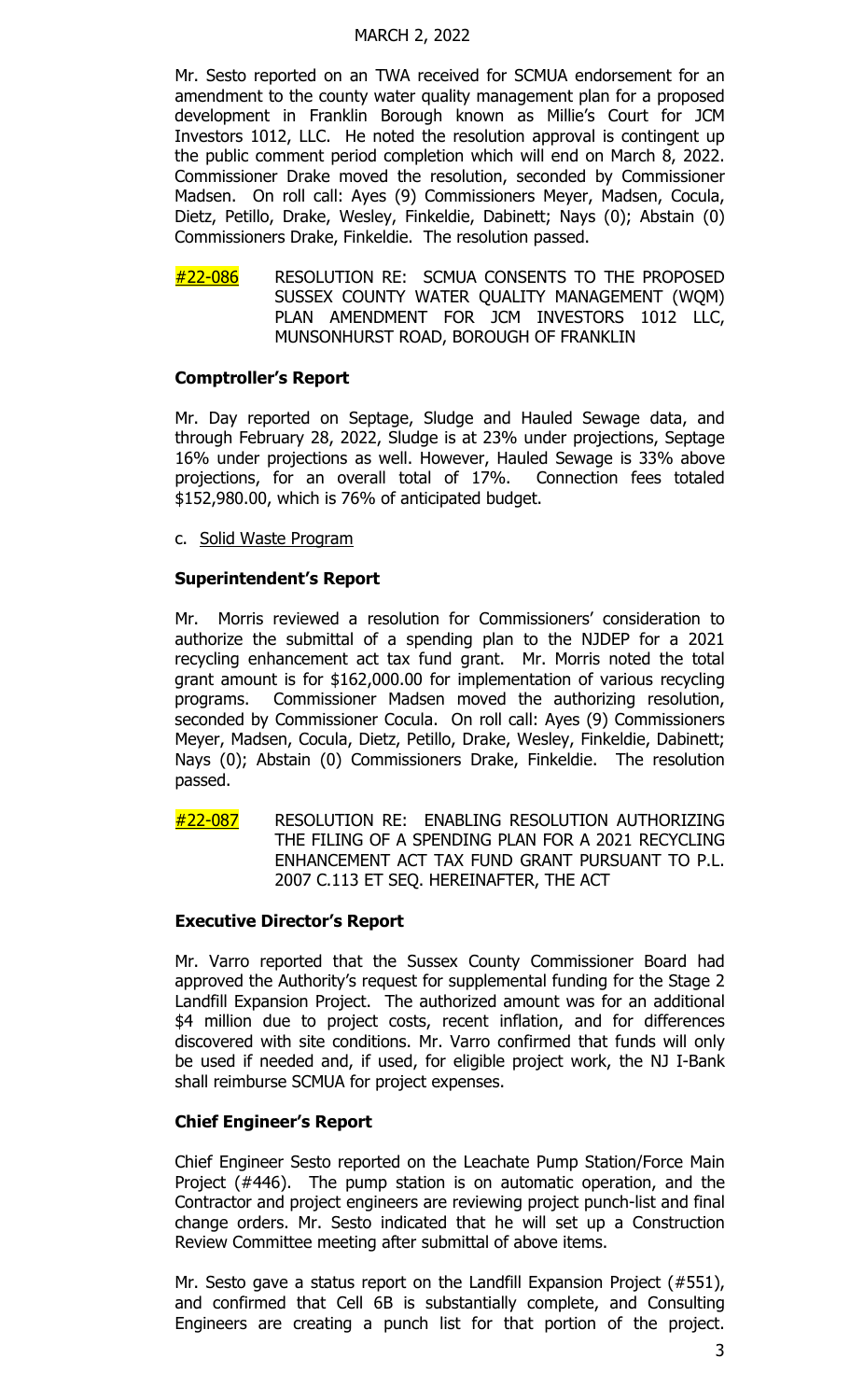Mr. Sesto reported on an TWA received for SCMUA endorsement for an amendment to the county water quality management plan for a proposed development in Franklin Borough known as Millie's Court for JCM Investors 1012, LLC. He noted the resolution approval is contingent up the public comment period completion which will end on March 8, 2022. Commissioner Drake moved the resolution, seconded by Commissioner Madsen. On roll call: Ayes (9) Commissioners Meyer, Madsen, Cocula, Dietz, Petillo, Drake, Wesley, Finkeldie, Dabinett; Nays (0); Abstain (0) Commissioners Drake, Finkeldie. The resolution passed.

#22-086 RESOLUTION RE: SCMUA CONSENTS TO THE PROPOSED SUSSEX COUNTY WATER QUALITY MANAGEMENT (WQM) PLAN AMENDMENT FOR JCM INVESTORS 1012 LLC, MUNSONHURST ROAD, BOROUGH OF FRANKLIN

**Comptroller's Report**

Mr. Day reported on Septage, Sludge and Hauled Sewage data, and through February 28, 2022, Sludge is at 23% under projections, Septage 16% under projections as well. However, Hauled Sewage is 33% above projections, for an overall total of 17%. Connection fees totaled $152,980.00, which is 76% of anticipated budget.

c. Solid Waste Program

**Superintendent's Report**

Mr. Morris reviewed a resolution for Commissioners' consideration to authorize the submittal of a spending plan to the NJDEP for a 2021 recycling enhancement act tax fund grant. Mr. Morris noted the total grant amount is for $162,000.00 for implementation of various recycling programs. Commissioner Madsen moved the authorizing resolution, seconded by Commissioner Cocula. On roll call: Ayes (9) Commissioners Meyer, Madsen, Cocula, Dietz, Petillo, Drake, Wesley, Finkeldie, Dabinett; Nays (0); Abstain (0) Commissioners Drake, Finkeldie. The resolution passed.

#22-087 RESOLUTION RE: ENABLING RESOLUTION AUTHORIZING THE FILING OF A SPENDING PLAN FOR A 2021 RECYCLING ENHANCEMENT ACT TAX FUND GRANT PURSUANT TO P.L. 2007 C.113 ET SEQ. HEREINAFTER, THE ACT

**Executive Director's Report**

Mr. Varro reported that the Sussex County Commissioner Board had approved the Authority's request for supplemental funding for the Stage 2 Landfill Expansion Project. The authorized amount was for an additional $4 million due to project costs, recent inflation, and for differences discovered with site conditions. Mr. Varro confirmed that funds will only be used if needed and, if used, for eligible project work, the NJ I-Bank shall reimburse SCMUA for project expenses.

**Chief Engineer's Report**

Chief Engineer Sesto reported on the Leachate Pump Station/Force Main Project (#446). The pump station is on automatic operation, and the Contractor and project engineers are reviewing project punch-list and final change orders. Mr. Sesto indicated that he will set up a Construction Review Committee meeting after submittal of above items.

Mr. Sesto gave a status report on the Landfill Expansion Project (#551), and confirmed that Cell 6B is substantially complete, and Consulting Engineers are creating a punch list for that portion of the project.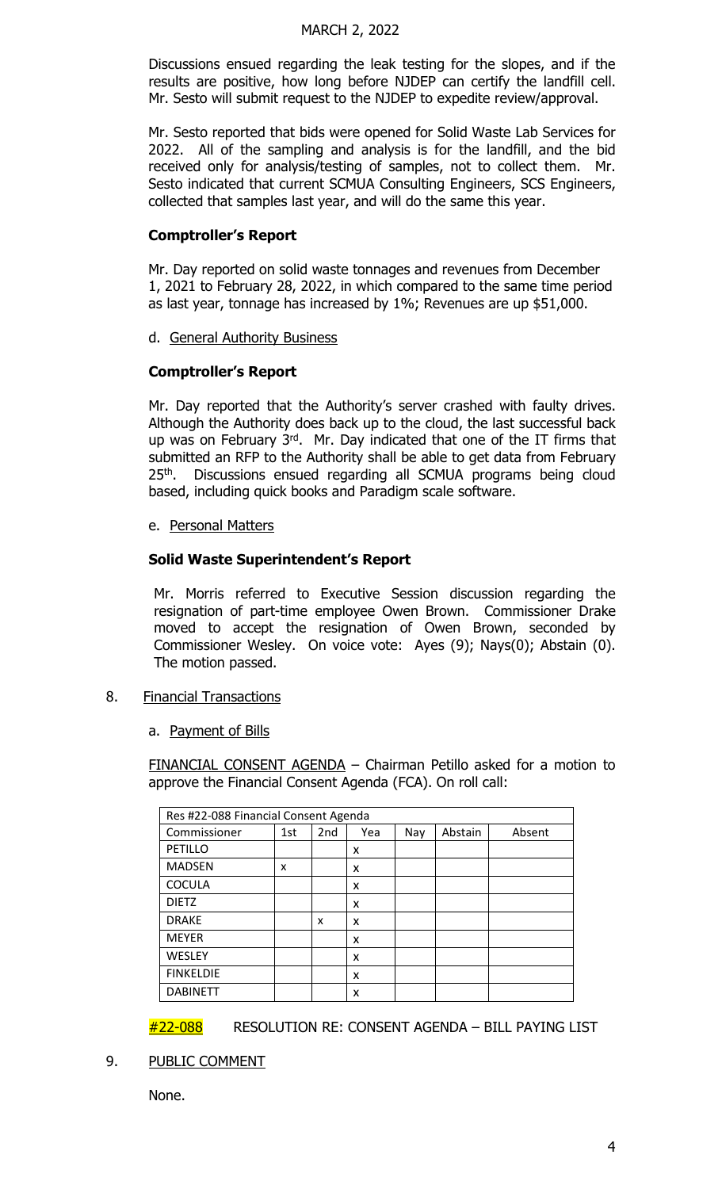Discussions ensued regarding the leak testing for the slopes, and if the results are positive, how long before NJDEP can certify the landfill cell. Mr. Sesto will submit request to the NJDEP to expedite review/approval.

Mr. Sesto reported that bids were opened for Solid Waste Lab Services for 2022. All of the sampling and analysis is for the landfill, and the bid received only for analysis/testing of samples, not to collect them. Mr. Sesto indicated that current SCMUA Consulting Engineers, SCS Engineers, collected that samples last year, and will do the same this year.

**Comptroller's Report**

Mr. Day reported on solid waste tonnages and revenues from December 1, 2021 to February 28, 2022, in which compared to the same time period as last year, tonnage has increased by 1%; Revenues are up $51,000.

d. General Authority Business

**Comptroller's Report**

Mr. Day reported that the Authority's server crashed with faulty drives. Although the Authority does back up to the cloud, the last successful back up was on February 3rd. Mr. Day indicated that one of the IT firms that submitted an RFP to the Authority shall be able to get data from February 25th. Discussions ensued regarding all SCMUA programs being cloud based, including quick books and Paradigm scale software.

e. Personal Matters

**Solid Waste Superintendent's Report**

Mr. Morris referred to Executive Session discussion regarding the resignation of part-time employee Owen Brown. Commissioner Drake moved to accept the resignation of Owen Brown, seconded by Commissioner Wesley. On voice vote: Ayes (9); Nays(0); Abstain (0). The motion passed.

8. Financial Transactions

a. Payment of Bills

FINANCIAL CONSENT AGENDA – Chairman Petillo asked for a motion to approve the Financial Consent Agenda (FCA). On roll call:

| Res #22-088 Financial Consent Agenda | | | | | | |
|---|---|---|---|---|---|---|
| Commissioner | 1st | 2nd | Yea | Nay | Abstain | Absent |
| PETILLO | | | x | | | |
| MADSEN | x | | x | | | |
| COCULA | | | x | | | |
| DIETZ | | | x | | | |
| DRAKE | | x | x | | | |
| MEYER | | | x | | | |
| WESLEY | | | x | | | |
| FINKELDIE | | | x | | | |
| DABINETT | | | x | | | |

#22-088 RESOLUTION RE: CONSENT AGENDA – BILL PAYING LIST

9. PUBLIC COMMENT

None.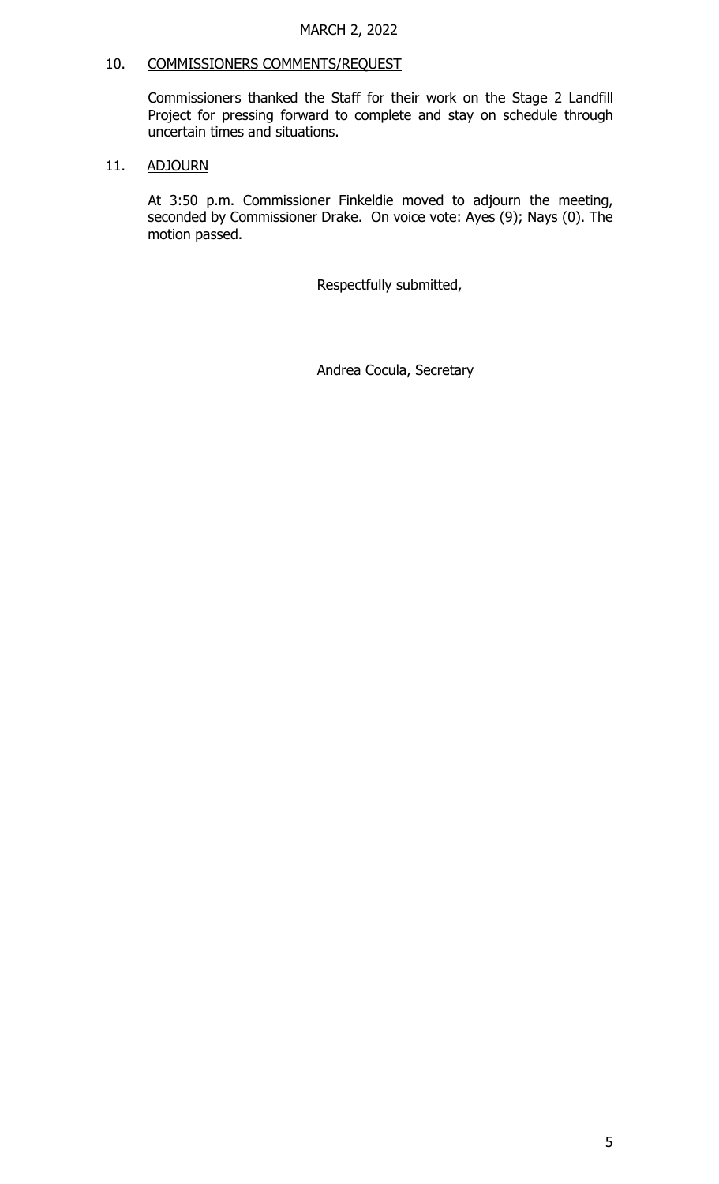10. COMMISSIONERS COMMENTS/REQUEST

Commissioners thanked the Staff for their work on the Stage 2 Landfill Project for pressing forward to complete and stay on schedule through uncertain times and situations.

11. ADJOURN

At 3:50 p.m. Commissioner Finkeldie moved to adjourn the meeting, seconded by Commissioner Drake. On voice vote: Ayes (9); Nays (0). The motion passed.

Respectfully submitted,

Andrea Cocula, Secretary